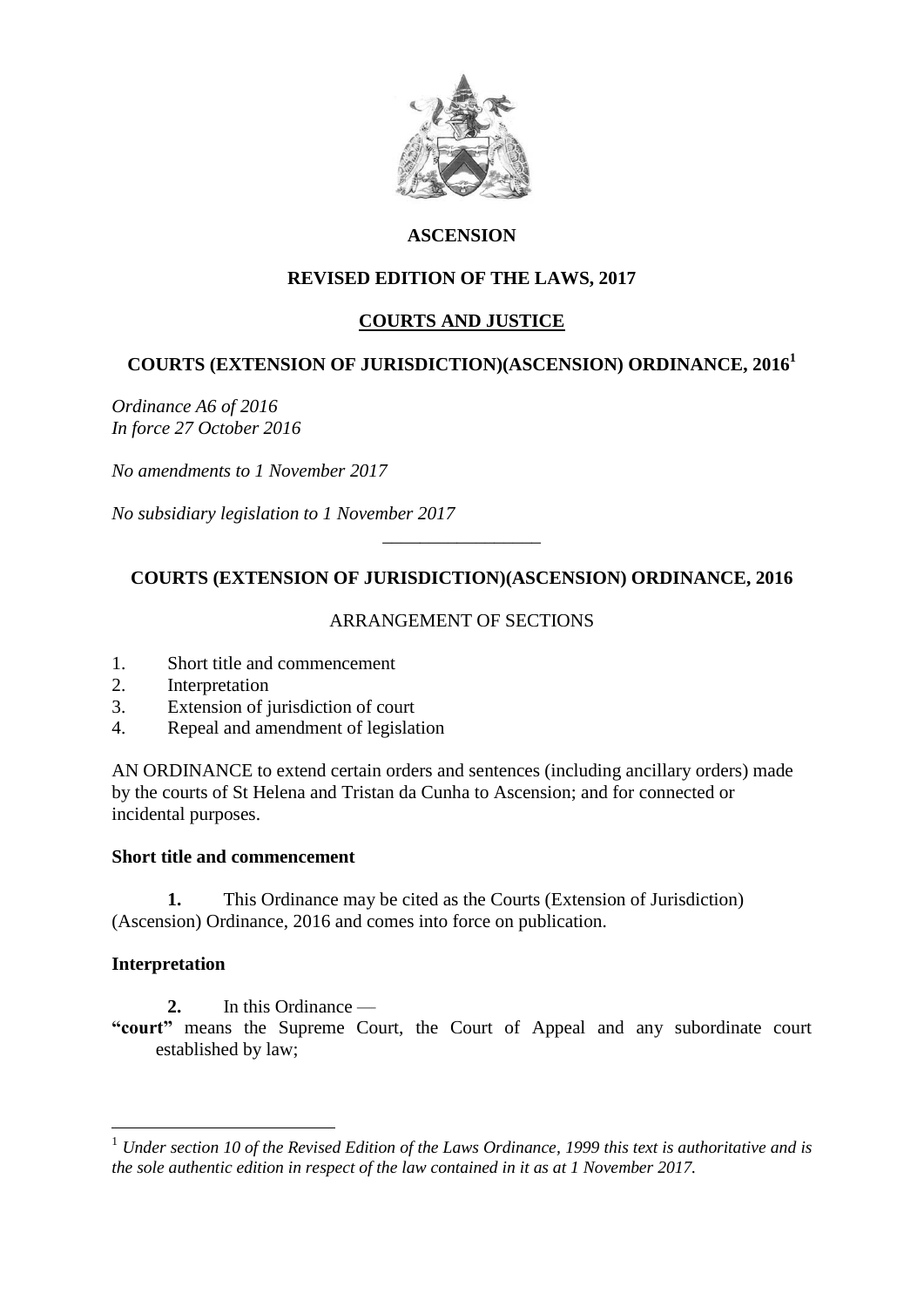**ASCENSION**

**REVISED EDITION OF THE LAWS, 2017**

**COURTS AND JUSTICE**

# COURTS (EXTENSION OF JURISDICTION)(ASCENSION) ORDINANCE, 2016[1]

*Ordinance A6 of 2016*
*In force 27 October 2016*

*No amendments to 1 November 2017*

*No subsidiary legislation to 1 November 2017*

---

## COURTS (EXTENSION OF JURISDICTION)(ASCENSION) ORDINANCE, 2016

ARRANGEMENT OF SECTIONS

1. Short title and commencement
2. Interpretation
3. Extension of jurisdiction of court
4. Repeal and amendment of legislation

AN ORDINANCE to extend certain orders and sentences (including ancillary orders) made by the courts of St Helena and Tristan da Cunha to Ascension; and for connected or incidental purposes.

**Short title and commencement**

**1.** This Ordinance may be cited as the Courts (Extension of Jurisdiction) (Ascension) Ordinance, 2016 and comes into force on publication.

**Interpretation**

**2.** In this Ordinance —

**"court"** means the Supreme Court, the Court of Appeal and any subordinate court established by law;

---

[1] *Under section 10 of the Revised Edition of the Laws Ordinance, 1999 this text is authoritative and is the sole authentic edition in respect of the law contained in it as at 1 November 2017.*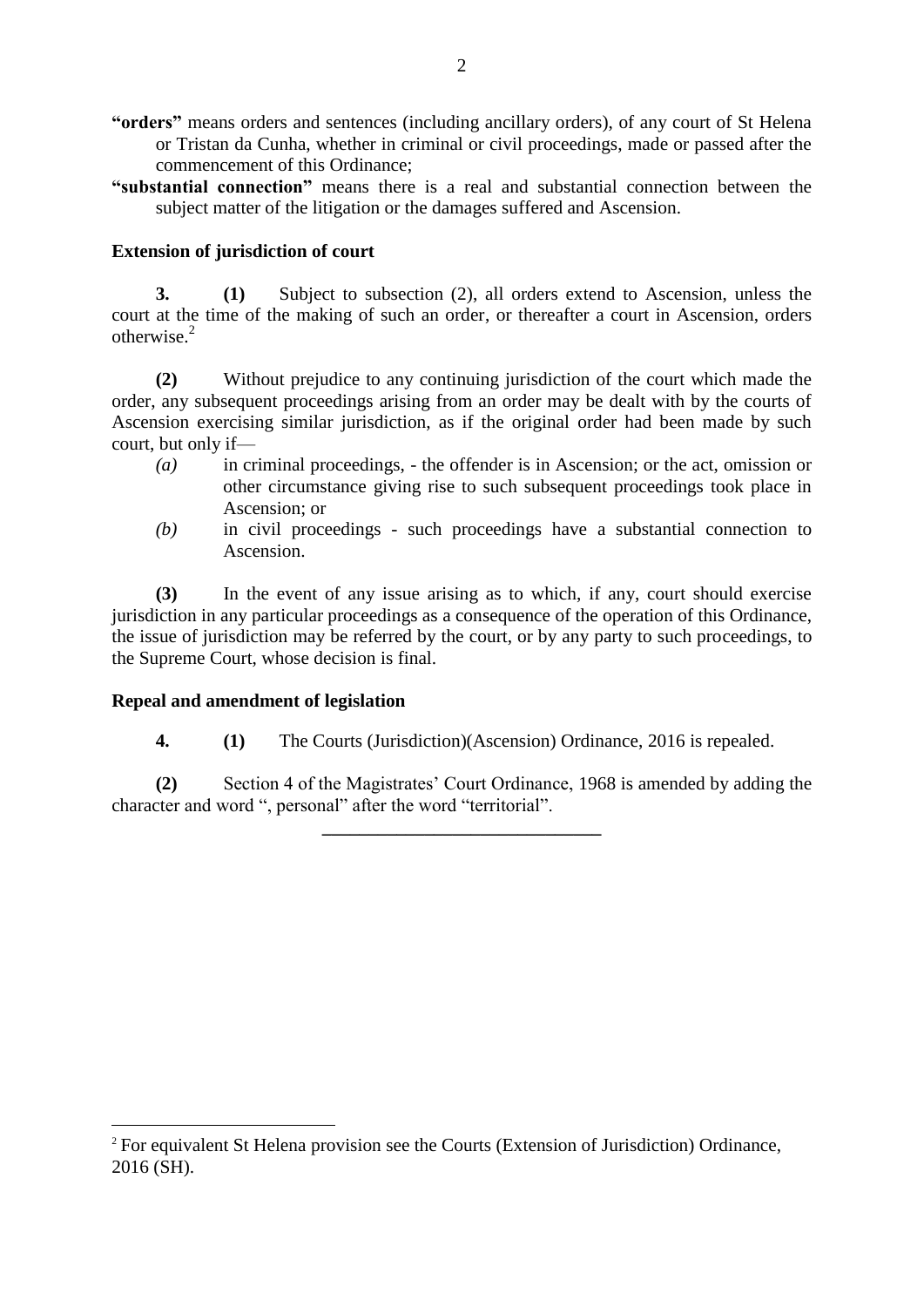**"orders"** means orders and sentences (including ancillary orders), of any court of St Helena or Tristan da Cunha, whether in criminal or civil proceedings, made or passed after the commencement of this Ordinance;

**"substantial connection"** means there is a real and substantial connection between the subject matter of the litigation or the damages suffered and Ascension.

**Extension of jurisdiction of court**

**3. (1)** Subject to subsection (2), all orders extend to Ascension, unless the court at the time of the making of such an order, or thereafter a court in Ascension, orders otherwise.[2]

**(2)** Without prejudice to any continuing jurisdiction of the court which made the order, any subsequent proceedings arising from an order may be dealt with by the courts of Ascension exercising similar jurisdiction, as if the original order had been made by such court, but only if—

*(a)* in criminal proceedings, - the offender is in Ascension; or the act, omission or other circumstance giving rise to such subsequent proceedings took place in Ascension; or

*(b)* in civil proceedings - such proceedings have a substantial connection to Ascension.

**(3)** In the event of any issue arising as to which, if any, court should exercise jurisdiction in any particular proceedings as a consequence of the operation of this Ordinance, the issue of jurisdiction may be referred by the court, or by any party to such proceedings, to the Supreme Court, whose decision is final.

**Repeal and amendment of legislation**

**4. (1)** The Courts (Jurisdiction)(Ascension) Ordinance, 2016 is repealed.

**(2)** Section 4 of the Magistrates' Court Ordinance, 1968 is amended by adding the character and word ", personal" after the word "territorial".

---

[2] For equivalent St Helena provision see the Courts (Extension of Jurisdiction) Ordinance, 2016 (SH).